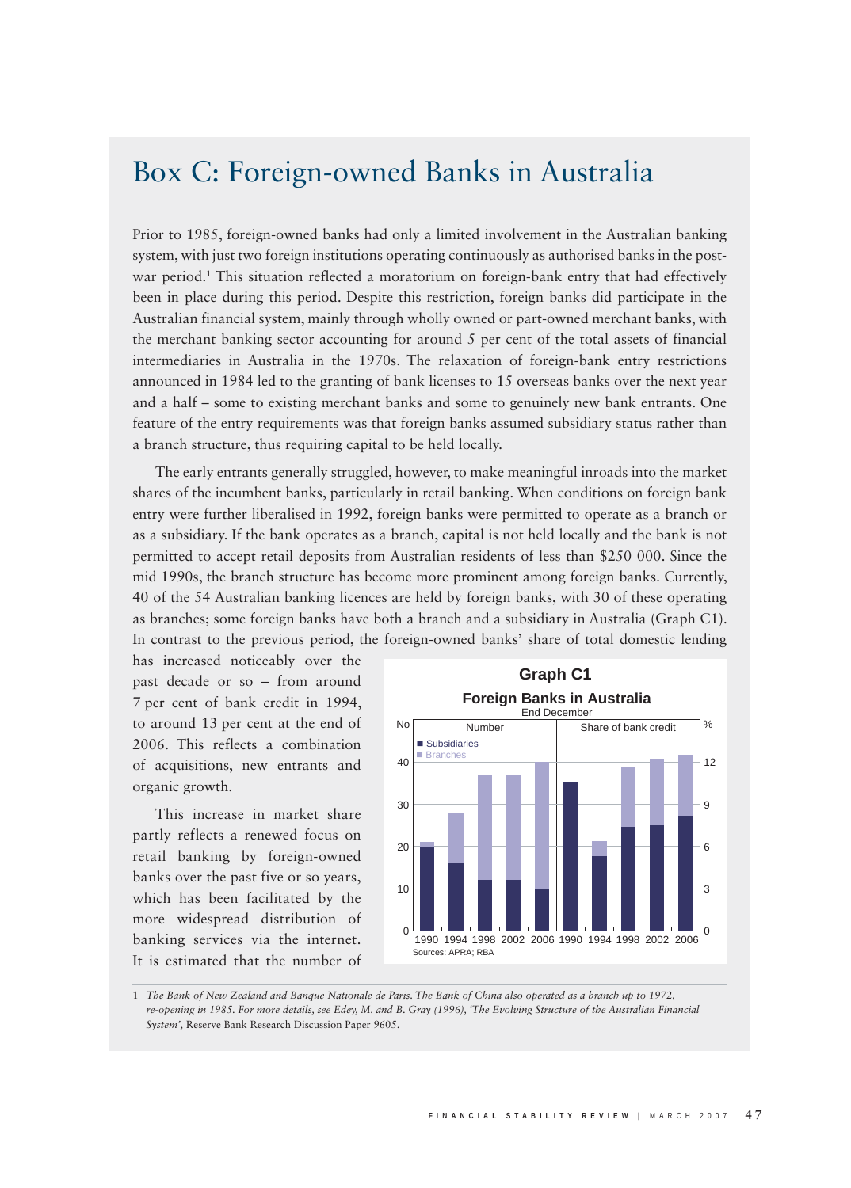# Box C: Foreign-owned Banks in Australia

Prior to 1985, foreign-owned banks had only a limited involvement in the Australian banking system, with just two foreign institutions operating continuously as authorised banks in the post-war period.[1] This situation reflected a moratorium on foreign-bank entry that had effectively been in place during this period. Despite this restriction, foreign banks did participate in the Australian financial system, mainly through wholly owned or part-owned merchant banks, with the merchant banking sector accounting for around 5 per cent of the total assets of financial intermediaries in Australia in the 1970s. The relaxation of foreign-bank entry restrictions announced in 1984 led to the granting of bank licenses to 15 overseas banks over the next year and a half – some to existing merchant banks and some to genuinely new bank entrants. One feature of the entry requirements was that foreign banks assumed subsidiary status rather than a branch structure, thus requiring capital to be held locally.

The early entrants generally struggled, however, to make meaningful inroads into the market shares of the incumbent banks, particularly in retail banking. When conditions on foreign bank entry were further liberalised in 1992, foreign banks were permitted to operate as a branch or as a subsidiary. If the bank operates as a branch, capital is not held locally and the bank is not permitted to accept retail deposits from Australian residents of less than $250 000. Since the mid 1990s, the branch structure has become more prominent among foreign banks. Currently, 40 of the 54 Australian banking licences are held by foreign banks, with 30 of these operating as branches; some foreign banks have both a branch and a subsidiary in Australia (Graph C1). In contrast to the previous period, the foreign-owned banks' share of total domestic lending has increased noticeably over the past decade or so – from around 7 per cent of bank credit in 1994, to around 13 per cent at the end of 2006. This reflects a combination of acquisitions, new entrants and organic growth.

**Graph C1**

**Foreign Banks in Australia**

End December

| | Number: Subsidiaries | Number: Branches | Share of bank credit (%): Subsidiaries | Share of bank credit (%): Branches |
|---|---|---|---|---|
| 1990 | 20 | 1 | 10.5 | 0 |
| 1994 | 16 | 12 | 5.4 | 1.1 |
| 1998 | 12 | 25 | 7.4 | 4.2 |
| 2002 | 12 | 25 | 7.5 | 4.8 |
| 2006 | 10 | 30 | 8.2 | 4.3 |

Sources: APRA; RBA

This increase in market share partly reflects a renewed focus on retail banking by foreign-owned banks over the past five or so years, which has been facilitated by the more widespread distribution of banking services via the internet. It is estimated that the number of

---

1 *The Bank of New Zealand and Banque Nationale de Paris. The Bank of China also operated as a branch up to 1972, re-opening in 1985. For more details, see Edey, M. and B. Gray (1996), 'The Evolving Structure of the Australian Financial System',* Reserve Bank Research Discussion Paper 9605.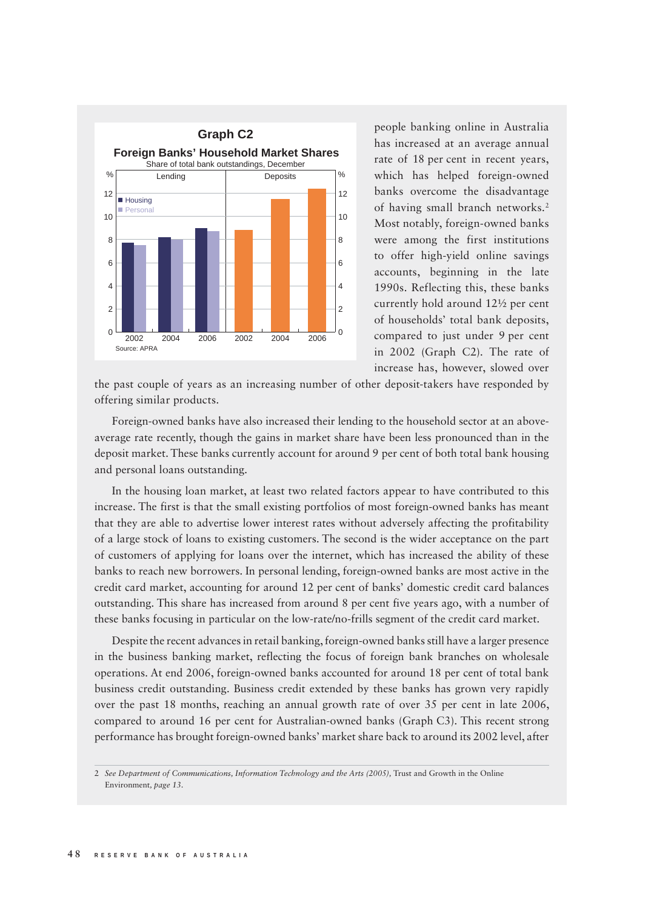**Graph C2**

**Foreign Banks' Household Market Shares**

Share of total bank outstandings, December

Source: APRA

people banking online in Australia has increased at an average annual rate of 18 per cent in recent years, which has helped foreign-owned banks overcome the disadvantage of having small branch networks.[2] Most notably, foreign-owned banks were among the first institutions to offer high-yield online savings accounts, beginning in the late 1990s. Reflecting this, these banks currently hold around 12½ per cent of households' total bank deposits, compared to just under 9 per cent in 2002 (Graph C2). The rate of increase has, however, slowed over the past couple of years as an increasing number of other deposit-takers have responded by offering similar products.

Foreign-owned banks have also increased their lending to the household sector at an above-average rate recently, though the gains in market share have been less pronounced than in the deposit market. These banks currently account for around 9 per cent of both total bank housing and personal loans outstanding.

In the housing loan market, at least two related factors appear to have contributed to this increase. The first is that the small existing portfolios of most foreign-owned banks has meant that they are able to advertise lower interest rates without adversely affecting the profitability of a large stock of loans to existing customers. The second is the wider acceptance on the part of customers of applying for loans over the internet, which has increased the ability of these banks to reach new borrowers. In personal lending, foreign-owned banks are most active in the credit card market, accounting for around 12 per cent of banks' domestic credit card balances outstanding. This share has increased from around 8 per cent five years ago, with a number of these banks focusing in particular on the low-rate/no-frills segment of the credit card market.

Despite the recent advances in retail banking, foreign-owned banks still have a larger presence in the business banking market, reflecting the focus of foreign bank branches on wholesale operations. At end 2006, foreign-owned banks accounted for around 18 per cent of total bank business credit outstanding. Business credit extended by these banks has grown very rapidly over the past 18 months, reaching an annual growth rate of over 35 per cent in late 2006, compared to around 16 per cent for Australian-owned banks (Graph C3). This recent strong performance has brought foreign-owned banks' market share back to around its 2002 level, after

---

2 *See Department of Communications, Information Technology and the Arts (2005),* Trust and Growth in the Online Environment, *page 13.*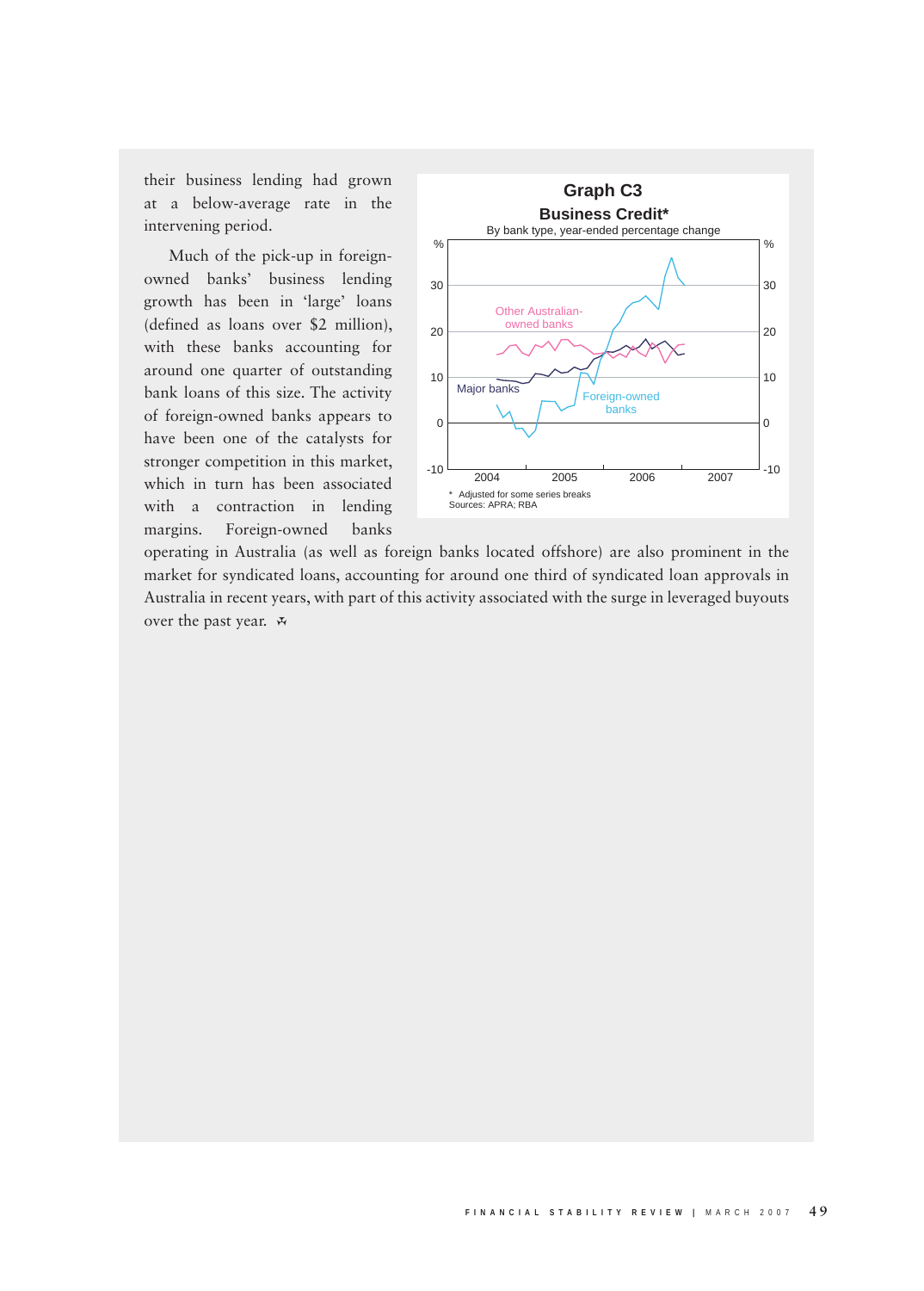their business lending had grown at a below-average rate in the intervening period.

Much of the pick-up in foreign-owned banks' business lending growth has been in 'large' loans (defined as loans over $2 million), with these banks accounting for around one quarter of outstanding bank loans of this size. The activity of foreign-owned banks appears to have been one of the catalysts for stronger competition in this market, which in turn has been associated with a contraction in lending margins. Foreign-owned banks operating in Australia (as well as foreign banks located offshore) are also prominent in the market for syndicated loans, accounting for around one third of syndicated loan approvals in Australia in recent years, with part of this activity associated with the surge in leveraged buyouts over the past year.

**Graph C3**

**Business Credit***

By bank type, year-ended percentage change

%

30

20

10

0

-10

Other Australian-owned banks

Major banks

Foreign-owned banks

2004

2005

2006

2007

\* Adjusted for some series breaks

Sources: APRA; RBA